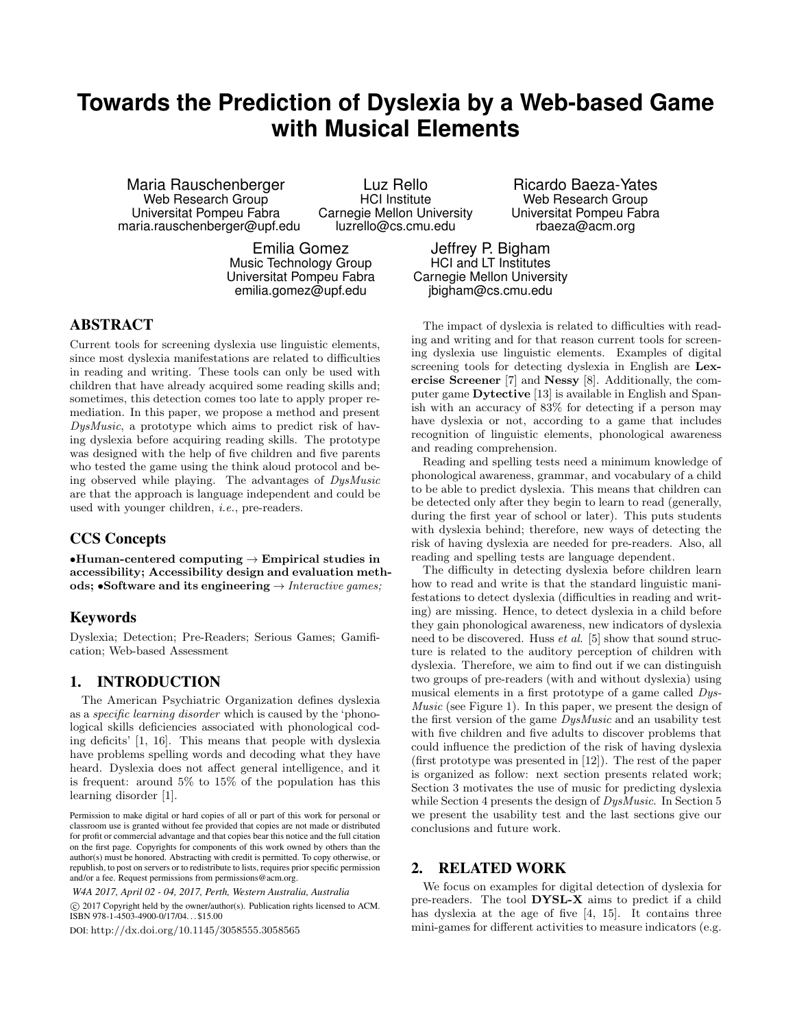# Towards the Prediction of Dyslexia by a Web-based Game with Musical Elements

Maria Rauschenberger
Web Research Group
Universitat Pompeu Fabra
maria.rauschenberger@upf.edu

Luz Rello
HCI Institute
Carnegie Mellon University
luzrello@cs.cmu.edu

Ricardo Baeza-Yates
Web Research Group
Universitat Pompeu Fabra
rbaeza@acm.org

Emilia Gomez
Music Technology Group
Universitat Pompeu Fabra
emilia.gomez@upf.edu

Jeffrey P. Bigham
HCI and LT Institutes
Carnegie Mellon University
jbigham@cs.cmu.edu

## ABSTRACT

Current tools for screening dyslexia use linguistic elements, since most dyslexia manifestations are related to difficulties in reading and writing. These tools can only be used with children that have already acquired some reading skills and; sometimes, this detection comes too late to apply proper remediation. In this paper, we propose a method and present *DysMusic*, a prototype which aims to predict risk of having dyslexia before acquiring reading skills. The prototype was designed with the help of five children and five parents who tested the game using the think aloud protocol and being observed while playing. The advantages of *DysMusic* are that the approach is language independent and could be used with younger children, *i.e.*, pre-readers.

## CCS Concepts

•**Human-centered computing** → **Empirical studies in accessibility; Accessibility design and evaluation methods;** •**Software and its engineering** → *Interactive games;*

## Keywords

Dyslexia; Detection; Pre-Readers; Serious Games; Gamification; Web-based Assessment

## 1. INTRODUCTION

The American Psychiatric Organization defines dyslexia as a *specific learning disorder* which is caused by the 'phonological skills deficiencies associated with phonological coding deficits' [1, 16]. This means that people with dyslexia have problems spelling words and decoding what they have heard. Dyslexia does not affect general intelligence, and it is frequent: around 5% to 15% of the population has this learning disorder [1].

Permission to make digital or hard copies of all or part of this work for personal or classroom use is granted without fee provided that copies are not made or distributed for profit or commercial advantage and that copies bear this notice and the full citation on the first page. Copyrights for components of this work owned by others than the author(s) must be honored. Abstracting with credit is permitted. To copy otherwise, or republish, to post on servers or to redistribute to lists, requires prior specific permission and/or a fee. Request permissions from permissions@acm.org.

*W4A 2017, April 02 - 04, 2017, Perth, Western Australia, Australia*

© 2017 Copyright held by the owner/author(s). Publication rights licensed to ACM. ISBN 978-1-4503-4900-0/17/04...$15.00

DOI: http://dx.doi.org/10.1145/3058555.3058565

The impact of dyslexia is related to difficulties with reading and writing and for that reason current tools for screening dyslexia use linguistic elements. Examples of digital screening tools for detecting dyslexia in English are **Lexercise Screener** [7] and **Nessy** [8]. Additionally, the computer game **Dytective** [13] is available in English and Spanish with an accuracy of 83% for detecting if a person may have dyslexia or not, according to a game that includes recognition of linguistic elements, phonological awareness and reading comprehension.

Reading and spelling tests need a minimum knowledge of phonological awareness, grammar, and vocabulary of a child to be able to predict dyslexia. This means that children can be detected only after they begin to learn to read (generally, during the first year of school or later). This puts students with dyslexia behind; therefore, new ways of detecting the risk of having dyslexia are needed for pre-readers. Also, all reading and spelling tests are language dependent.

The difficulty in detecting dyslexia before children learn how to read and write is that the standard linguistic manifestations to detect dyslexia (difficulties in reading and writing) are missing. Hence, to detect dyslexia in a child before they gain phonological awareness, new indicators of dyslexia need to be discovered. Huss *et al.* [5] show that sound structure is related to the auditory perception of children with dyslexia. Therefore, we aim to find out if we can distinguish two groups of pre-readers (with and without dyslexia) using musical elements in a first prototype of a game called *DysMusic* (see Figure 1). In this paper, we present the design of the first version of the game *DysMusic* and an usability test with five children and five adults to discover problems that could influence the prediction of the risk of having dyslexia (first prototype was presented in [12]). The rest of the paper is organized as follow: next section presents related work; Section 3 motivates the use of music for predicting dyslexia while Section 4 presents the design of *DysMusic*. In Section 5 we present the usability test and the last sections give our conclusions and future work.

## 2. RELATED WORK

We focus on examples for digital detection of dyslexia for pre-readers. The tool **DYSL-X** aims to predict if a child has dyslexia at the age of five [4, 15]. It contains three mini-games for different activities to measure indicators (e.g.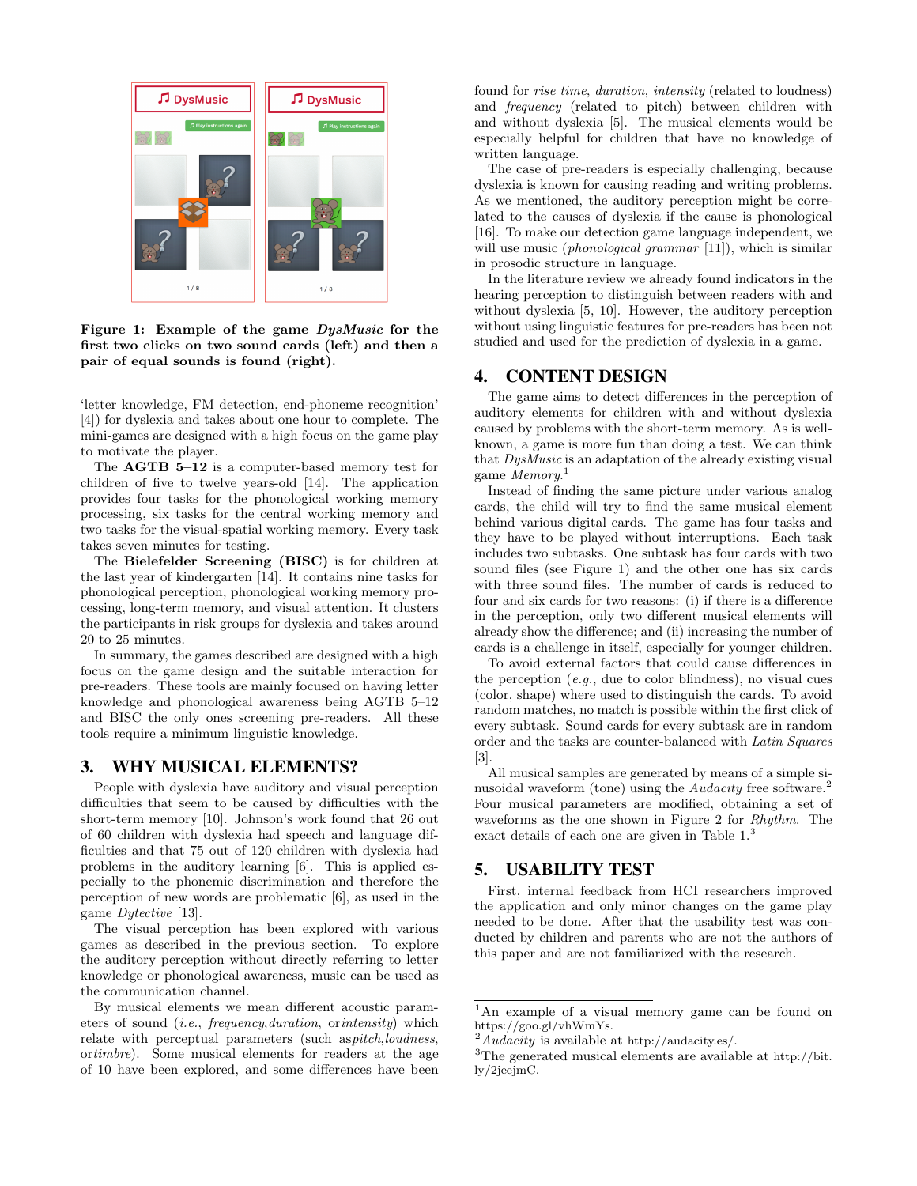**Figure 1: Example of the game *DysMusic* for the first two clicks on two sound cards (left) and then a pair of equal sounds is found (right).**

'letter knowledge, FM detection, end-phoneme recognition' [4]) for dyslexia and takes about one hour to complete. The mini-games are designed with a high focus on the game play to motivate the player.

The **AGTB 5–12** is a computer-based memory test for children of five to twelve years-old [14]. The application provides four tasks for the phonological working memory processing, six tasks for the central working memory and two tasks for the visual-spatial working memory. Every task takes seven minutes for testing.

The **Bielefelder Screening (BISC)** is for children at the last year of kindergarten [14]. It contains nine tasks for phonological perception, phonological working memory processing, long-term memory, and visual attention. It clusters the participants in risk groups for dyslexia and takes around 20 to 25 minutes.

In summary, the games described are designed with a high focus on the game design and the suitable interaction for pre-readers. These tools are mainly focused on having letter knowledge and phonological awareness being AGTB 5–12 and BISC the only ones screening pre-readers. All these tools require a minimum linguistic knowledge.

## 3. WHY MUSICAL ELEMENTS?

People with dyslexia have auditory and visual perception difficulties that seem to be caused by difficulties with the short-term memory [10]. Johnson's work found that 26 out of 60 children with dyslexia had speech and language difficulties and that 75 out of 120 children with dyslexia had problems in the auditory learning [6]. This is applied especially to the phonemic discrimination and therefore the perception of new words are problematic [6], as used in the game *Dytective* [13].

The visual perception has been explored with various games as described in the previous section. To explore the auditory perception without directly referring to letter knowledge or phonological awareness, music can be used as the communication channel.

By musical elements we mean different acoustic parameters of sound (*i.e.*, *frequency*,*duration*, or*intensity*) which relate with perceptual parameters (such as*pitch*,*loudness*, or*timbre*). Some musical elements for readers at the age of 10 have been explored, and some differences have been found for *rise time*, *duration*, *intensity* (related to loudness) and *frequency* (related to pitch) between children with and without dyslexia [5]. The musical elements would be especially helpful for children that have no knowledge of written language.

The case of pre-readers is especially challenging, because dyslexia is known for causing reading and writing problems. As we mentioned, the auditory perception might be correlated to the causes of dyslexia if the cause is phonological [16]. To make our detection game language independent, we will use music (*phonological grammar* [11]), which is similar in prosodic structure in language.

In the literature review we already found indicators in the hearing perception to distinguish between readers with and without dyslexia [5, 10]. However, the auditory perception without using linguistic features for pre-readers has been not studied and used for the prediction of dyslexia in a game.

## 4. CONTENT DESIGN

The game aims to detect differences in the perception of auditory elements for children with and without dyslexia caused by problems with the short-term memory. As is well-known, a game is more fun than doing a test. We can think that *DysMusic* is an adaptation of the already existing visual game *Memory*.[1]

Instead of finding the same picture under various analog cards, the child will try to find the same musical element behind various digital cards. The game has four tasks and they have to be played without interruptions. Each task includes two subtasks. One subtask has four cards with two sound files (see Figure 1) and the other one has six cards with three sound files. The number of cards is reduced to four and six cards for two reasons: (i) if there is a difference in the perception, only two different musical elements will already show the difference; and (ii) increasing the number of cards is a challenge in itself, especially for younger children.

To avoid external factors that could cause differences in the perception (*e.g.*, due to color blindness), no visual cues (color, shape) where used to distinguish the cards. To avoid random matches, no match is possible within the first click of every subtask. Sound cards for every subtask are in random order and the tasks are counter-balanced with *Latin Squares* [3].

All musical samples are generated by means of a simple sinusoidal waveform (tone) using the *Audacity* free software.[2] Four musical parameters are modified, obtaining a set of waveforms as the one shown in Figure 2 for *Rhythm*. The exact details of each one are given in Table 1.[3]

## 5. USABILITY TEST

First, internal feedback from HCI researchers improved the application and only minor changes on the game play needed to be done. After that the usability test was conducted by children and parents who are not the authors of this paper and are not familiarized with the research.

---

[1] An example of a visual memory game can be found on https://goo.gl/vhWmYs.

[2] *Audacity* is available at http://audacity.es/.

[3] The generated musical elements are available at http://bit.ly/2jeejmC.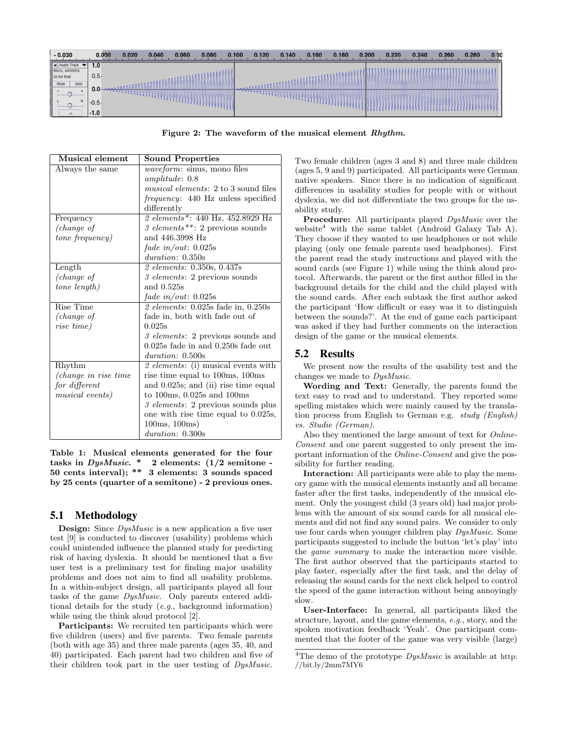Figure 2: **The waveform of the musical element *Rhythm*.**

| Musical element | Sound Properties |
|---|---|
| Always the same | *waveform*: sinus, mono files *amplitude*: 0.8 *musical elements*: 2 to 3 sound files *frequency*: 440 Hz unless specified differently |
| Frequency *(change of tone frequency)* | *2 elements\**: 440 Hz, 452.8929 Hz *3 elements\*\**: 2 previous sounds and 446.3998 Hz *fade in/out*: 0.025s *duration*: 0.350s |
| Length *(change of tone length)* | *2 elements*: 0.350s, 0.437s *3 elements*: 2 previous sounds and 0.525s *fade in/out*: 0.025s |
| Rise Time *(change of rise time)* | *2 elements*: 0.025s fade in, 0.250s fade in, both with fade out of 0.025s *3 elements*: 2 previous sounds and 0.025s fade in and 0.250s fade out *duration*: 0.500s |
| Rhythm *(change in rise time for different musical events)* | *2 elements*: (i) musical events with rise time equal to 100ms, 100ms and 0.025s; and (ii) rise time equal to 100ms, 0.025s and 100ms *3 elements*: 2 previous sounds plus one with rise time equal to 0.025s, 100ms, 100ms) *duration*: 0.300s |

**Table 1: Musical elements generated for the four tasks in *DysMusic*. \* 2 elements: (1/2 semitone - 50 cents interval); \*\* 3 elements: 3 sounds spaced by 25 cents (quarter of a semitone) - 2 previous ones.**

## 5.1 Methodology

**Design:** Since *DysMusic* is a new application a five user test [9] is conducted to discover (usability) problems which could unintended influence the planned study for predicting risk of having dyslexia. It should be mentioned that a five user test is a preliminary test for finding major usability problems and does not aim to find all usability problems. In a within-subject design, all participants played all four tasks of the game *DysMusic*. Only parents entered additional details for the study (*e.g.*, background information) while using the think aloud protocol [2].

**Participants:** We recruited ten participants which were five children (users) and five parents. Two female parents (both with age 35) and three male parents (ages 35, 40, and 40) participated. Each parent had two children and five of their children took part in the user testing of *DysMusic*. Two female children (ages 3 and 8) and three male children (ages 5, 9 and 9) participated. All participants were German native speakers. Since there is no indication of significant differences in usability studies for people with or without dyslexia, we did not differentiate the two groups for the usability study.

**Procedure:** All participants played *DysMusic* over the website[4] with the same tablet (Android Galaxy Tab A). They choose if they wanted to use headphones or not while playing (only one female parents used headphones). First the parent read the study instructions and played with the sound cards (see Figure 1) while using the think aloud protocol. Afterwards, the parent or the first author filled in the background details for the child and the child played with the sound cards. After each subtask the first author asked the participant 'How difficult or easy was it to distinguish between the sounds?'. At the end of game each participant was asked if they had further comments on the interaction design of the game or the musical elements.

## 5.2 Results

We present now the results of the usability test and the changes we made to *DysMusic*.

**Wording and Text:** Generally, the parents found the text easy to read and to understand. They reported some spelling mistakes which were mainly caused by the translation process from English to German e.g. *study (English) vs. Studie (German)*.

Also they mentioned the large amount of text for *Online-Consent* and one parent suggested to only present the important information of the *Online-Consent* and give the possibility for further reading.

**Interaction:** All participants were able to play the memory game with the musical elements instantly and all became faster after the first tasks, independently of the musical element. Only the youngest child (3 years old) had major problems with the amount of six sound cards for all musical elements and did not find any sound pairs. We consider to only use four cards when younger children play *DysMusic*. Some participants suggested to include the button 'let's play' into the *game summary* to make the interaction more visible. The first author observed that the participants started to play faster, especially after the first task, and the delay of releasing the sound cards for the next click helped to control the speed of the game interaction without being annoyingly slow.

**User-Interface:** In general, all participants liked the structure, layout, and the game elements, *e.g.*, story, and the spoken motivation feedback 'Yeah'. One participant commented that the footer of the game was very visible (large)

[4] The demo of the prototype *DysMusic* is available at http://bit.ly/2mm7MY6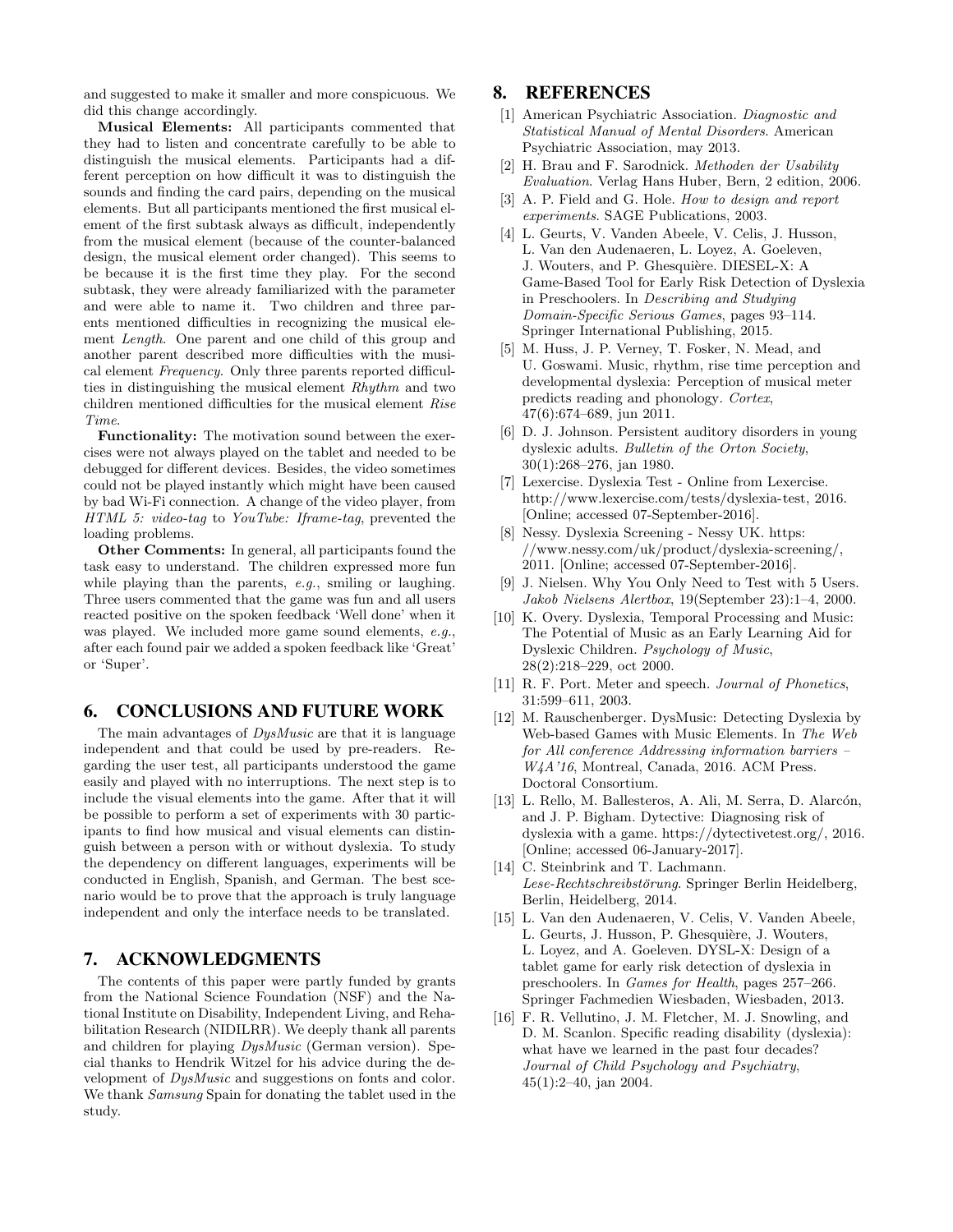and suggested to make it smaller and more conspicuous. We did this change accordingly.

**Musical Elements:** All participants commented that they had to listen and concentrate carefully to be able to distinguish the musical elements. Participants had a different perception on how difficult it was to distinguish the sounds and finding the card pairs, depending on the musical elements. But all participants mentioned the first musical element of the first subtask always as difficult, independently from the musical element (because of the counter-balanced design, the musical element order changed). This seems to be because it is the first time they play. For the second subtask, they were already familiarized with the parameter and were able to name it. Two children and three parents mentioned difficulties in recognizing the musical element *Length*. One parent and one child of this group and another parent described more difficulties with the musical element *Frequency*. Only three parents reported difficulties in distinguishing the musical element *Rhythm* and two children mentioned difficulties for the musical element *Rise Time*.

**Functionality:** The motivation sound between the exercises were not always played on the tablet and needed to be debugged for different devices. Besides, the video sometimes could not be played instantly which might have been caused by bad Wi-Fi connection. A change of the video player, from *HTML 5: video-tag* to *YouTube: Iframe-tag*, prevented the loading problems.

**Other Comments:** In general, all participants found the task easy to understand. The children expressed more fun while playing than the parents, *e.g.*, smiling or laughing. Three users commented that the game was fun and all users reacted positive on the spoken feedback 'Well done' when it was played. We included more game sound elements, *e.g.*, after each found pair we added a spoken feedback like 'Great' or 'Super'.

## 6. CONCLUSIONS AND FUTURE WORK

The main advantages of *DysMusic* are that it is language independent and that could be used by pre-readers. Regarding the user test, all participants understood the game easily and played with no interruptions. The next step is to include the visual elements into the game. After that it will be possible to perform a set of experiments with 30 participants to find how musical and visual elements can distinguish between a person with or without dyslexia. To study the dependency on different languages, experiments will be conducted in English, Spanish, and German. The best scenario would be to prove that the approach is truly language independent and only the interface needs to be translated.

## 7. ACKNOWLEDGMENTS

The contents of this paper were partly funded by grants from the National Science Foundation (NSF) and the National Institute on Disability, Independent Living, and Rehabilitation Research (NIDILRR). We deeply thank all parents and children for playing *DysMusic* (German version). Special thanks to Hendrik Witzel for his advice during the development of *DysMusic* and suggestions on fonts and color. We thank *Samsung* Spain for donating the tablet used in the study.

## 8. REFERENCES

[1] American Psychiatric Association. *Diagnostic and Statistical Manual of Mental Disorders*. American Psychiatric Association, may 2013.

[2] H. Brau and F. Sarodnick. *Methoden der Usability Evaluation*. Verlag Hans Huber, Bern, 2 edition, 2006.

[3] A. P. Field and G. Hole. *How to design and report experiments*. SAGE Publications, 2003.

[4] L. Geurts, V. Vanden Abeele, V. Celis, J. Husson, L. Van den Audenaeren, L. Loyez, A. Goeleven, J. Wouters, and P. Ghesquière. DIESEL-X: A Game-Based Tool for Early Risk Detection of Dyslexia in Preschoolers. In *Describing and Studying Domain-Specific Serious Games*, pages 93–114. Springer International Publishing, 2015.

[5] M. Huss, J. P. Verney, T. Fosker, N. Mead, and U. Goswami. Music, rhythm, rise time perception and developmental dyslexia: Perception of musical meter predicts reading and phonology. *Cortex*, 47(6):674–689, jun 2011.

[6] D. J. Johnson. Persistent auditory disorders in young dyslexic adults. *Bulletin of the Orton Society*, 30(1):268–276, jan 1980.

[7] Lexercise. Dyslexia Test - Online from Lexercise. http://www.lexercise.com/tests/dyslexia-test, 2016. [Online; accessed 07-September-2016].

[8] Nessy. Dyslexia Screening - Nessy UK. https://www.nessy.com/uk/product/dyslexia-screening/, 2011. [Online; accessed 07-September-2016].

[9] J. Nielsen. Why You Only Need to Test with 5 Users. *Jakob Nielsens Alertbox*, 19(September 23):1–4, 2000.

[10] K. Overy. Dyslexia, Temporal Processing and Music: The Potential of Music as an Early Learning Aid for Dyslexic Children. *Psychology of Music*, 28(2):218–229, oct 2000.

[11] R. F. Port. Meter and speech. *Journal of Phonetics*, 31:599–611, 2003.

[12] M. Rauschenberger. DysMusic: Detecting Dyslexia by Web-based Games with Music Elements. In *The Web for All conference Addressing information barriers – W4A'16*, Montreal, Canada, 2016. ACM Press. Doctoral Consortium.

[13] L. Rello, M. Ballesteros, A. Ali, M. Serra, D. Alarcón, and J. P. Bigham. Dytective: Diagnosing risk of dyslexia with a game. https://dytectivetest.org/, 2016. [Online; accessed 06-January-2017].

[14] C. Steinbrink and T. Lachmann. *Lese-Rechtschreibstörung*. Springer Berlin Heidelberg, Berlin, Heidelberg, 2014.

[15] L. Van den Audenaeren, V. Celis, V. Vanden Abeele, L. Geurts, J. Husson, P. Ghesquière, J. Wouters, L. Loyez, and A. Goeleven. DYSL-X: Design of a tablet game for early risk detection of dyslexia in preschoolers. In *Games for Health*, pages 257–266. Springer Fachmedien Wiesbaden, Wiesbaden, 2013.

[16] F. R. Vellutino, J. M. Fletcher, M. J. Snowling, and D. M. Scanlon. Specific reading disability (dyslexia): what have we learned in the past four decades? *Journal of Child Psychology and Psychiatry*, 45(1):2–40, jan 2004.